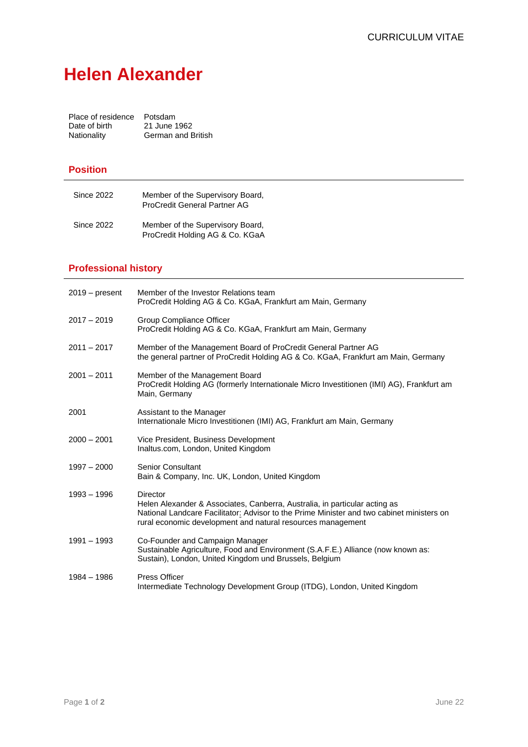CURRICULUM VITAE

# Helen Alexander

| | |
|---|---|
| Place of residence | Potsdam |
| Date of birth | 21 June 1962 |
| Nationality | German and British |

## Position

| | |
|---|---|
| Since 2022 | Member of the Supervisory Board, ProCredit General Partner AG |
| Since 2022 | Member of the Supervisory Board, ProCredit Holding AG & Co. KGaA |

## Professional history

| | |
|---|---|
| 2019 – present | Member of the Investor Relations team<br>ProCredit Holding AG & Co. KGaA, Frankfurt am Main, Germany |
| 2017 – 2019 | Group Compliance Officer<br>ProCredit Holding AG & Co. KGaA, Frankfurt am Main, Germany |
| 2011 – 2017 | Member of the Management Board of ProCredit General Partner AG<br>the general partner of ProCredit Holding AG & Co. KGaA, Frankfurt am Main, Germany |
| 2001 – 2011 | Member of the Management Board<br>ProCredit Holding AG (formerly Internationale Micro Investitionen (IMI) AG), Frankfurt am Main, Germany |
| 2001 | Assistant to the Manager<br>Internationale Micro Investitionen (IMI) AG, Frankfurt am Main, Germany |
| 2000 – 2001 | Vice President, Business Development<br>Inaltus.com, London, United Kingdom |
| 1997 – 2000 | Senior Consultant<br>Bain & Company, Inc. UK, London, United Kingdom |
| 1993 – 1996 | Director<br>Helen Alexander & Associates, Canberra, Australia, in particular acting as National Landcare Facilitator: Advisor to the Prime Minister and two cabinet ministers on rural economic development and natural resources management |
| 1991 – 1993 | Co-Founder and Campaign Manager<br>Sustainable Agriculture, Food and Environment (S.A.F.E.) Alliance (now known as: Sustain), London, United Kingdom und Brussels, Belgium |
| 1984 – 1986 | Press Officer<br>Intermediate Technology Development Group (ITDG), London, United Kingdom |

June 22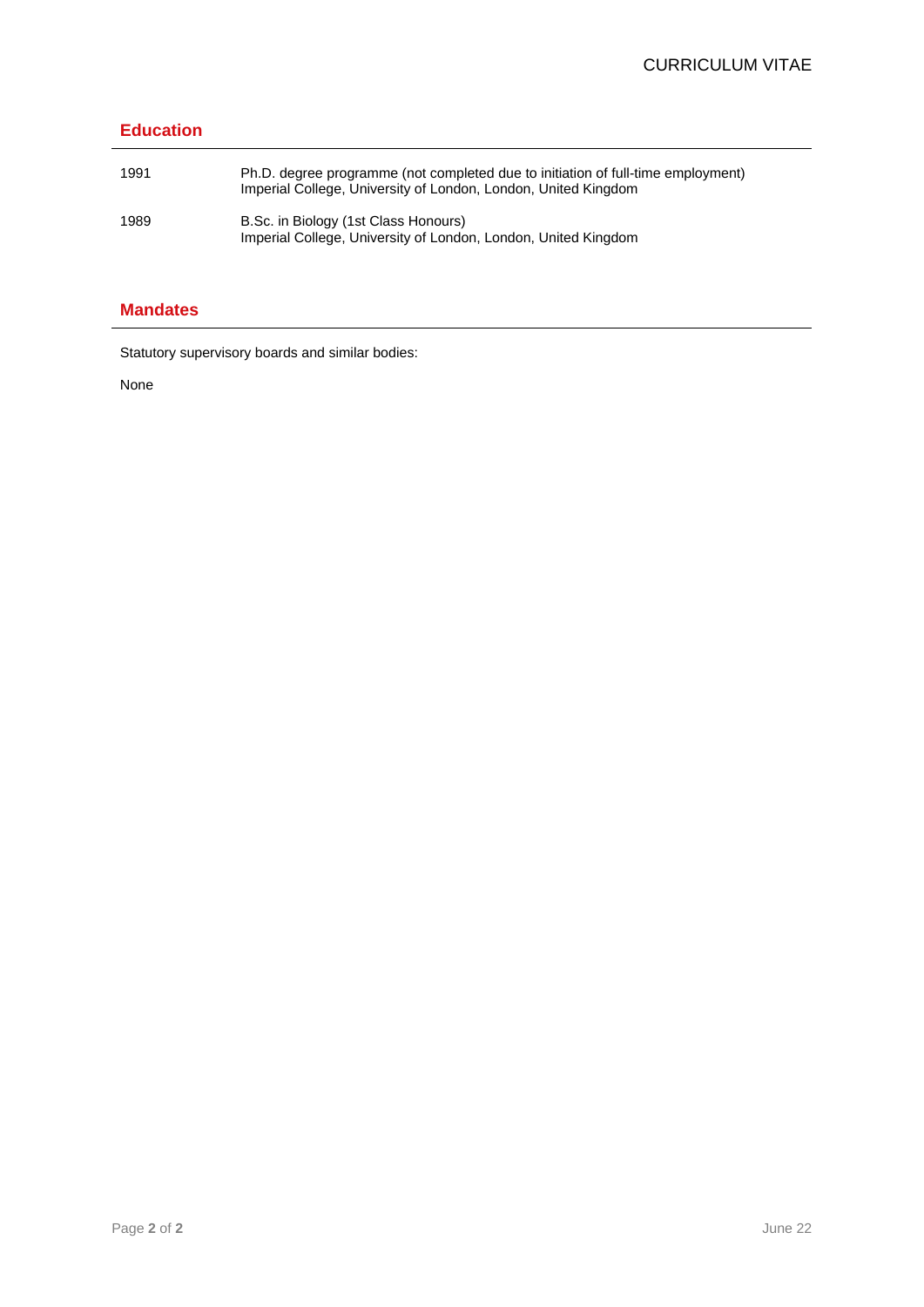## Education

| | |
|---|---|
| 1991 | Ph.D. degree programme (not completed due to initiation of full-time employment)<br>Imperial College, University of London, London, United Kingdom |
| 1989 | B.Sc. in Biology (1st Class Honours)<br>Imperial College, University of London, London, United Kingdom |

## Mandates

Statutory supervisory boards and similar bodies:

None